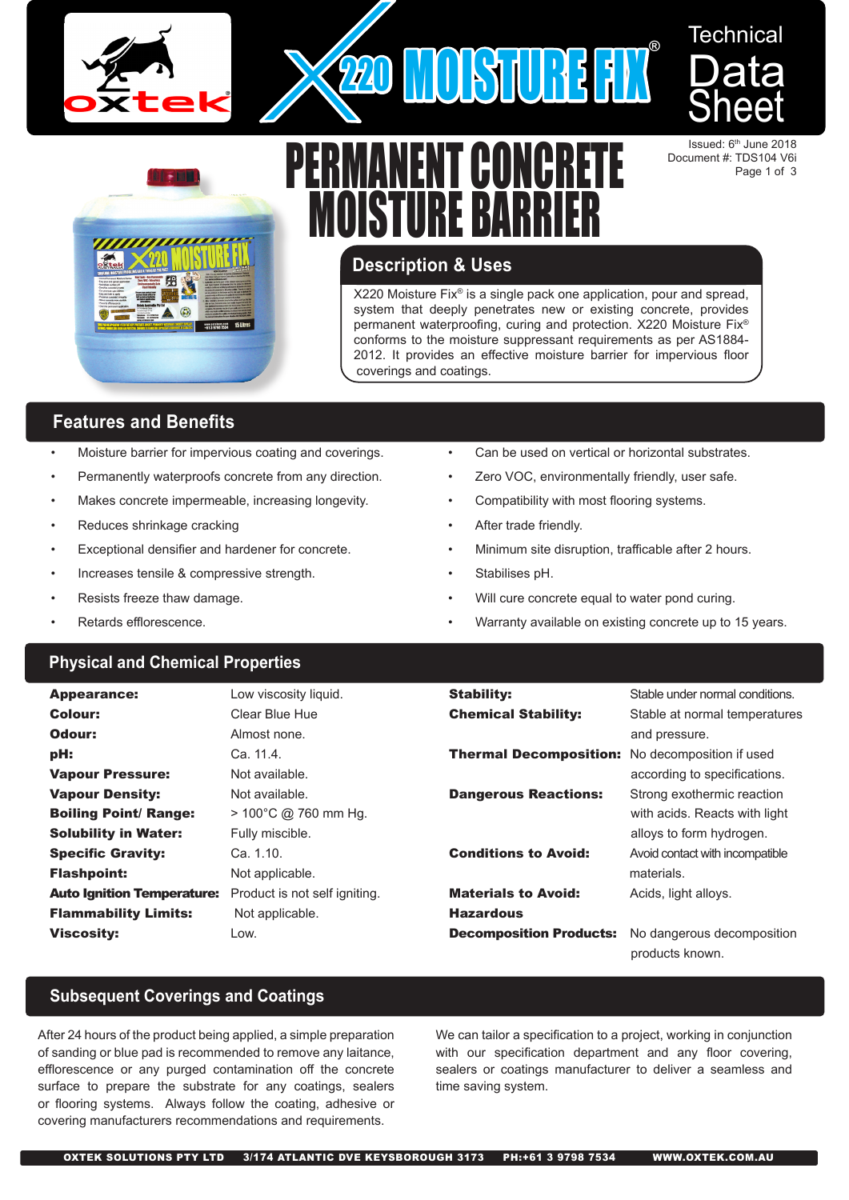# X220 MOISTURE FIX®

# Technical Data Sheet

Issued: 6th June 2018
Document #: TDS104 V6i

# PERMANENT CONCRETE MOISTURE BARRIER

## Description & Uses

X220 Moisture Fix® is a single pack one application, pour and spread, system that deeply penetrates new or existing concrete, provides permanent waterproofing, curing and protection. X220 Moisture Fix® conforms to the moisture suppressant requirements as per AS1884-2012. It provides an effective moisture barrier for impervious floor coverings and coatings.

## Features and Benefits

- Moisture barrier for impervious coating and coverings.
- Permanently waterproofs concrete from any direction.
- Makes concrete impermeable, increasing longevity.
- Reduces shrinkage cracking
- Exceptional densifier and hardener for concrete.
- Increases tensile & compressive strength.
- Resists freeze thaw damage.
- Retards efflorescence.
- Can be used on vertical or horizontal substrates.
- Zero VOC, environmentally friendly, user safe.
- Compatibility with most flooring systems.
- After trade friendly.
- Minimum site disruption, trafficable after 2 hours.
- Stabilises pH.
- Will cure concrete equal to water pond curing.
- Warranty available on existing concrete up to 15 years.

## Physical and Chemical Properties

| Property | Value |
|---|---|
| **Appearance:** | Low viscosity liquid. |
| **Colour:** | Clear Blue Hue |
| **Odour:** | Almost none. |
| **pH:** | Ca. 11.4. |
| **Vapour Pressure:** | Not available. |
| **Vapour Density:** | Not available. |
| **Boiling Point/ Range:** | > 100°C @ 760 mm Hg. |
| **Solubility in Water:** | Fully miscible. |
| **Specific Gravity:** | Ca. 1.10. |
| **Flashpoint:** | Not applicable. |
| **Auto Ignition Temperature:** | Product is not self igniting. |
| **Flammability Limits:** | Not applicable. |
| **Viscosity:** | Low. |
| **Stability:** | Stable under normal conditions. |
| **Chemical Stability:** | Stable at normal temperatures and pressure. |
| **Thermal Decomposition:** | No decomposition if used according to specifications. |
| **Dangerous Reactions:** | Strong exothermic reaction with acids. Reacts with light alloys to form hydrogen. |
| **Conditions to Avoid:** | Avoid contact with incompatible materials. |
| **Materials to Avoid:** | Acids, light alloys. |
| **Hazardous Decomposition Products:** | No dangerous decomposition products known. |

## Subsequent Coverings and Coatings

After 24 hours of the product being applied, a simple preparation of sanding or blue pad is recommended to remove any laitance, efflorescence or any purged contamination off the concrete surface to prepare the substrate for any coatings, sealers or flooring systems. Always follow the coating, adhesive or covering manufacturers recommendations and requirements.

We can tailor a specification to a project, working in conjunction with our specification department and any floor covering, sealers or coatings manufacturer to deliver a seamless and time saving system.

OXTEK SOLUTIONS PTY LTD 3/174 ATLANTIC DVE KEYSBOROUGH 3173 PH:+61 3 9798 7534 WWW.OXTEK.COM.AU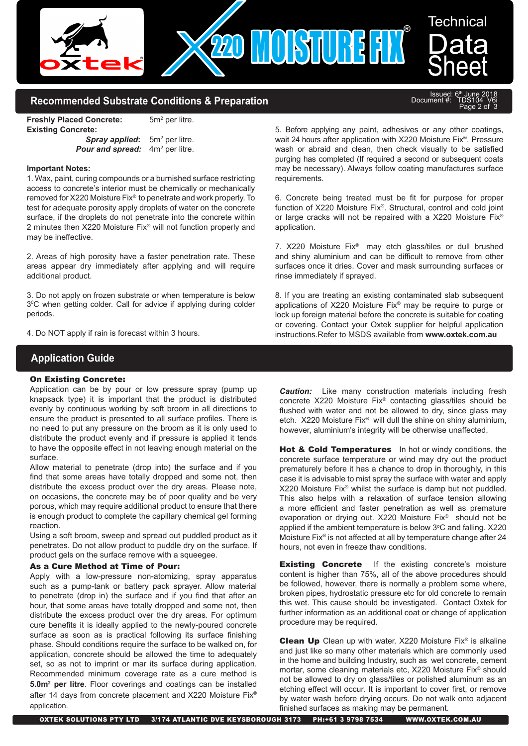## Recommended Substrate Conditions & Preparation

**Freshly Placed Concrete:** 5m² per litre.
**Existing Concrete:**
***Spray applied*:** 5m² per litre.
***Pour and spread:*** 4m² per litre.

**Important Notes:**

1. Wax, paint, curing compounds or a burnished surface restricting access to concrete's interior must be chemically or mechanically removed for X220 Moisture Fix® to penetrate and work properly. To test for adequate porosity apply droplets of water on the concrete surface, if the droplets do not penetrate into the concrete within 2 minutes then X220 Moisture Fix® will not function properly and may be ineffective.

2. Areas of high porosity have a faster penetration rate. These areas appear dry immediately after applying and will require additional product.

3. Do not apply on frozen substrate or when temperature is below 3°C when getting colder. Call for advice if applying during colder periods.

4. Do NOT apply if rain is forecast within 3 hours.

5. Before applying any paint, adhesives or any other coatings, wait 24 hours after application with X220 Moisture Fix®. Pressure wash or abraid and clean, then check visually to be satisfied purging has completed (If required a second or subsequent coats may be necessary). Always follow coating manufactures surface requirements.

6. Concrete being treated must be fit for purpose for proper function of X220 Moisture Fix®. Structural, control and cold joint or large cracks will not be repaired with a X220 Moisture Fix® application.

7. X220 Moisture Fix® may etch glass/tiles or dull brushed and shiny aluminium and can be difficult to remove from other surfaces once it dries. Cover and mask surrounding surfaces or rinse immediately if sprayed.

8. If you are treating an existing contaminated slab subsequent applications of X220 Moisture Fix® may be require to purge or lock up foreign material before the concrete is suitable for coating or covering. Contact your Oxtek supplier for helpful application instructions.Refer to MSDS available from **www.oxtek.com.au**

## Application Guide

**On Existing Concrete:**

Application can be by pour or low pressure spray (pump up knapsack type) it is important that the product is distributed evenly by continuous working by soft broom in all directions to ensure the product is presented to all surface profiles. There is no need to put any pressure on the broom as it is only used to distribute the product evenly and if pressure is applied it tends to have the opposite effect in not leaving enough material on the surface.

Allow material to penetrate (drop into) the surface and if you find that some areas have totally dropped and some not, then distribute the excess product over the dry areas. Please note, on occasions, the concrete may be of poor quality and be very porous, which may require additional product to ensure that there is enough product to complete the capillary chemical gel forming reaction.

Using a soft broom, sweep and spread out puddled product as it penetrates. Do not allow product to puddle dry on the surface. If product gels on the surface remove with a squeegee.

**As a Cure Method at Time of Pour:**

Apply with a low-pressure non-atomizing, spray apparatus such as a pump-tank or battery pack sprayer. Allow material to penetrate (drop in) the surface and if you find that after an hour, that some areas have totally dropped and some not, then distribute the excess product over the dry areas. For optimum cure benefits it is ideally applied to the newly-poured concrete surface as soon as is practical following its surface finishing phase. Should conditions require the surface to be walked on, for application, concrete should be allowed the time to adequately set, so as not to imprint or mar its surface during application. Recommended minimum coverage rate as a cure method is **5.0m² per litre**. Floor coverings and coatings can be installed after 14 days from concrete placement and X220 Moisture Fix® application.

***Caution:*** Like many construction materials including fresh concrete X220 Moisture Fix® contacting glass/tiles should be flushed with water and not be allowed to dry, since glass may etch. X220 Moisture Fix® will dull the shine on shiny aluminium, however, aluminium's integrity will be otherwise unaffected.

**Hot & Cold Temperatures** In hot or windy conditions, the concrete surface temperature or wind may dry out the product prematurely before it has a chance to drop in thoroughly, in this case it is advisable to mist spray the surface with water and apply X220 Moisture Fix® whilst the surface is damp but not puddled. This also helps with a relaxation of surface tension allowing a more efficient and faster penetration as well as premature evaporation or drying out. X220 Moisture Fix® should not be applied if the ambient temperature is below 3°C and falling. X220 Moisture Fix® is not affected at all by temperature change after 24 hours, not even in freeze thaw conditions.

**Existing Concrete** If the existing concrete's moisture content is higher than 75%, all of the above procedures should be followed, however, there is normally a problem some where, broken pipes, hydrostatic pressure etc for old concrete to remain this wet. This cause should be investigated. Contact Oxtek for further information as an additional coat or change of application procedure may be required.

**Clean Up** Clean up with water. X220 Moisture Fix® is alkaline and just like so many other materials which are commonly used in the home and building Industry, such as wet concrete, cement mortar, some cleaning materials etc, X220 Moisture Fix® should not be allowed to dry on glass/tiles or polished aluminum as an etching effect will occur. It is important to cover first, or remove by water wash before drying occurs. Do not walk onto adjacent finished surfaces as making may be permanent.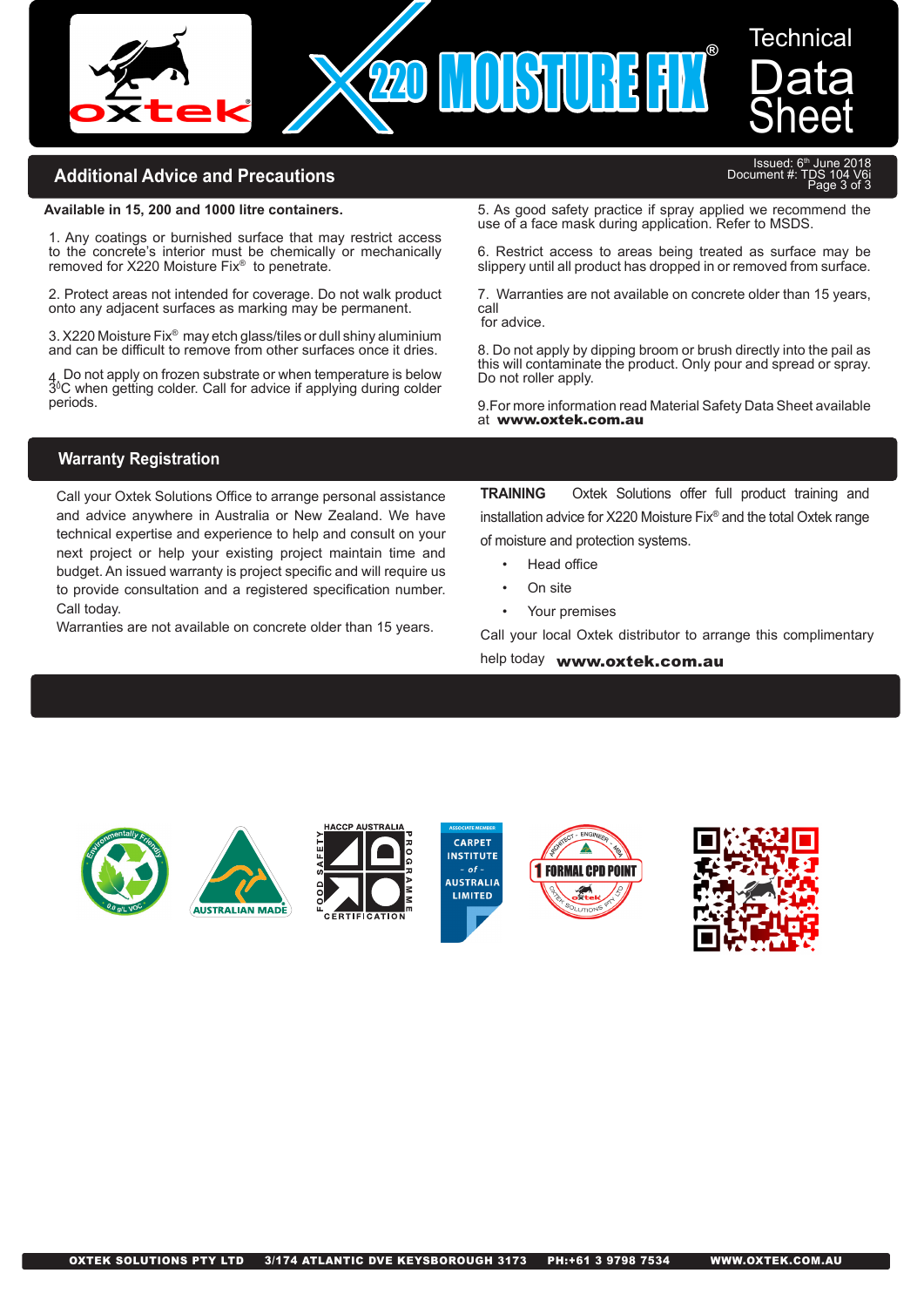# X220 MOISTURE FIX® Technical Data Sheet

## Additional Advice and Precautions

Issued: 6th June 2018
Document #: TDS 104 V6i

**Available in 15, 200 and 1000 litre containers.**

1. Any coatings or burnished surface that may restrict access to the concrete's interior must be chemically or mechanically removed for X220 Moisture Fix® to penetrate.

2. Protect areas not intended for coverage. Do not walk product onto any adjacent surfaces as marking may be permanent.

3. X220 Moisture Fix® may etch glass/tiles or dull shiny aluminium and can be difficult to remove from other surfaces once it dries.

4. Do not apply on frozen substrate or when temperature is below 3$^{0}$C when getting colder. Call for advice if applying during colder periods.

5. As good safety practice if spray applied we recommend the use of a face mask during application. Refer to MSDS.

6. Restrict access to areas being treated as surface may be slippery until all product has dropped in or removed from surface.

7. Warranties are not available on concrete older than 15 years, call for advice.

8. Do not apply by dipping broom or brush directly into the pail as this will contaminate the product. Only pour and spread or spray. Do not roller apply.

9. For more information read Material Safety Data Sheet available at **www.oxtek.com.au**

## Warranty Registration

Call your Oxtek Solutions Office to arrange personal assistance and advice anywhere in Australia or New Zealand. We have technical expertise and experience to help and consult on your next project or help your existing project maintain time and budget. An issued warranty is project specific and will require us to provide consultation and a registered specification number. Call today.

Warranties are not available on concrete older than 15 years.

**TRAINING** Oxtek Solutions offer full product training and installation advice for X220 Moisture Fix® and the total Oxtek range of moisture and protection systems.

- Head office
- On site
- Your premises

Call your local Oxtek distributor to arrange this complimentary help today **www.oxtek.com.au**

Environmentally Friendly 0.0 g/L VOC

AUSTRALIAN MADE

HACCP AUSTRALIA FOOD SAFETY PROGRAMME CERTIFICATION

ASSOCIATE MEMBER CARPET INSTITUTE - of - AUSTRALIA LIMITED

ARCHITECT - ENGINEER - MBA 1 FORMAL CPD POINT OXTEK SOLUTIONS PTY LTD

OXTEK SOLUTIONS PTY LTD 3/174 ATLANTIC DVE KEYSBOROUGH 3173 PH:+61 3 9798 7534 WWW.OXTEK.COM.AU